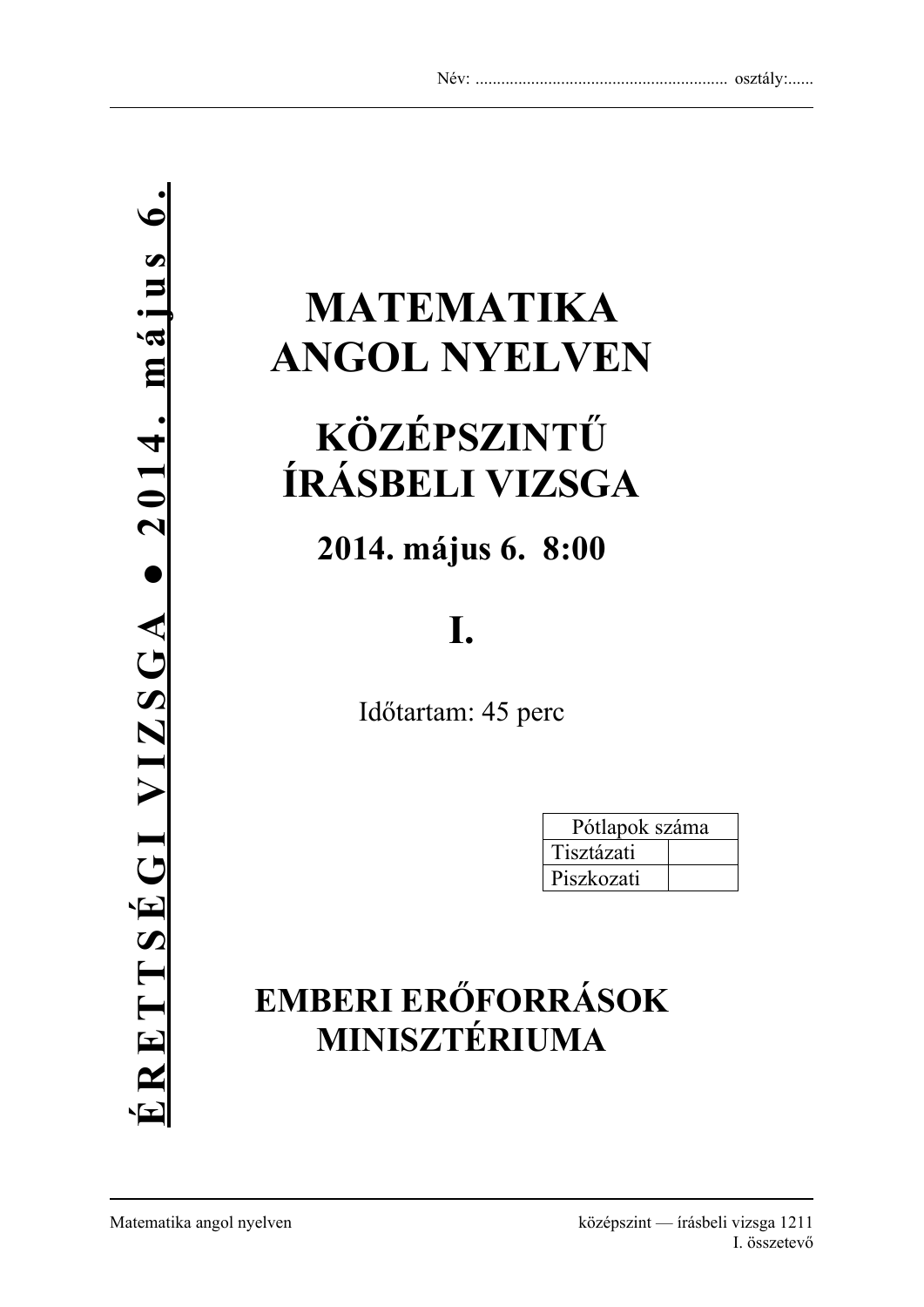Név: ........................................................ osztály:......

**ÉRETTSÉGI VIZSGA • 2014. május 6.**

# MATEMATIKA ANGOL NYELVEN

# KÖZÉPSZINTŰ ÍRÁSBELI VIZSGA

## 2014. május 6. 8:00

# I.

Időtartam: 45 perc

| Pótlapok száma | |
|---|---|
| Tisztázati | |
| Piszkozati | |

## EMBERI ERŐFORRÁSOK MINISZTÉRIUMA

Matematika angol nyelven — középszint — írásbeli vizsga 1211 — I. összetevő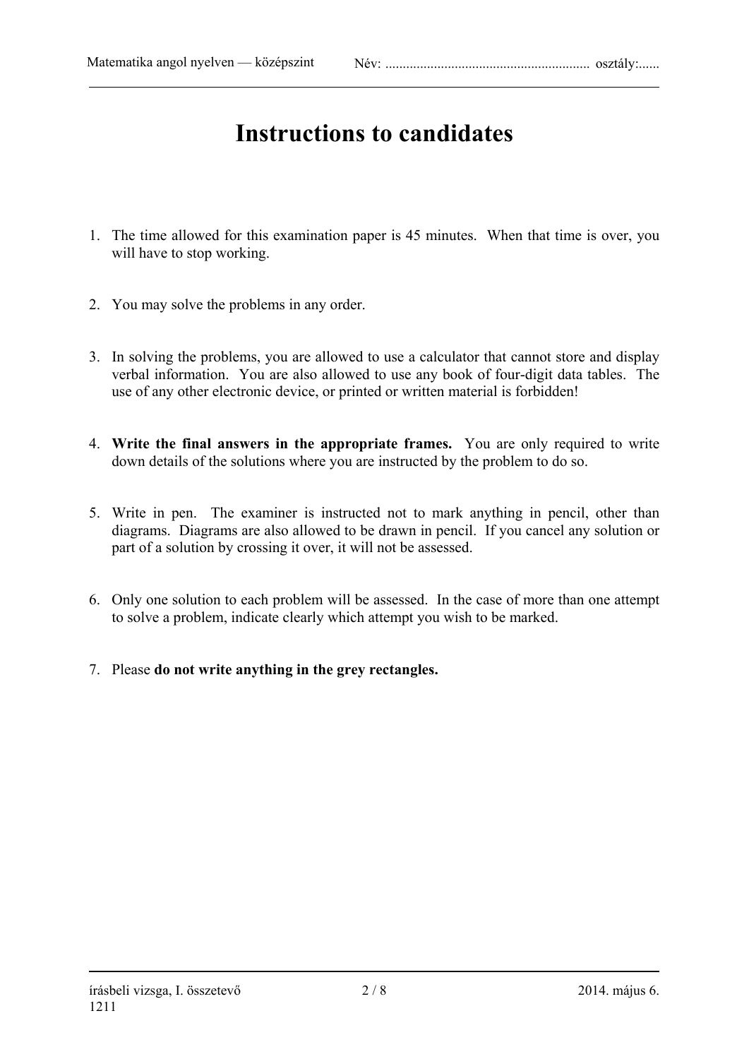# Instructions to candidates

1. The time allowed for this examination paper is 45 minutes. When that time is over, you will have to stop working.

2. You may solve the problems in any order.

3. In solving the problems, you are allowed to use a calculator that cannot store and display verbal information. You are also allowed to use any book of four-digit data tables. The use of any other electronic device, or printed or written material is forbidden!

4. **Write the final answers in the appropriate frames.** You are only required to write down details of the solutions where you are instructed by the problem to do so.

5. Write in pen. The examiner is instructed not to mark anything in pencil, other than diagrams. Diagrams are also allowed to be drawn in pencil. If you cancel any solution or part of a solution by crossing it over, it will not be assessed.

6. Only one solution to each problem will be assessed. In the case of more than one attempt to solve a problem, indicate clearly which attempt you wish to be marked.

7. Please **do not write anything in the grey rectangles.**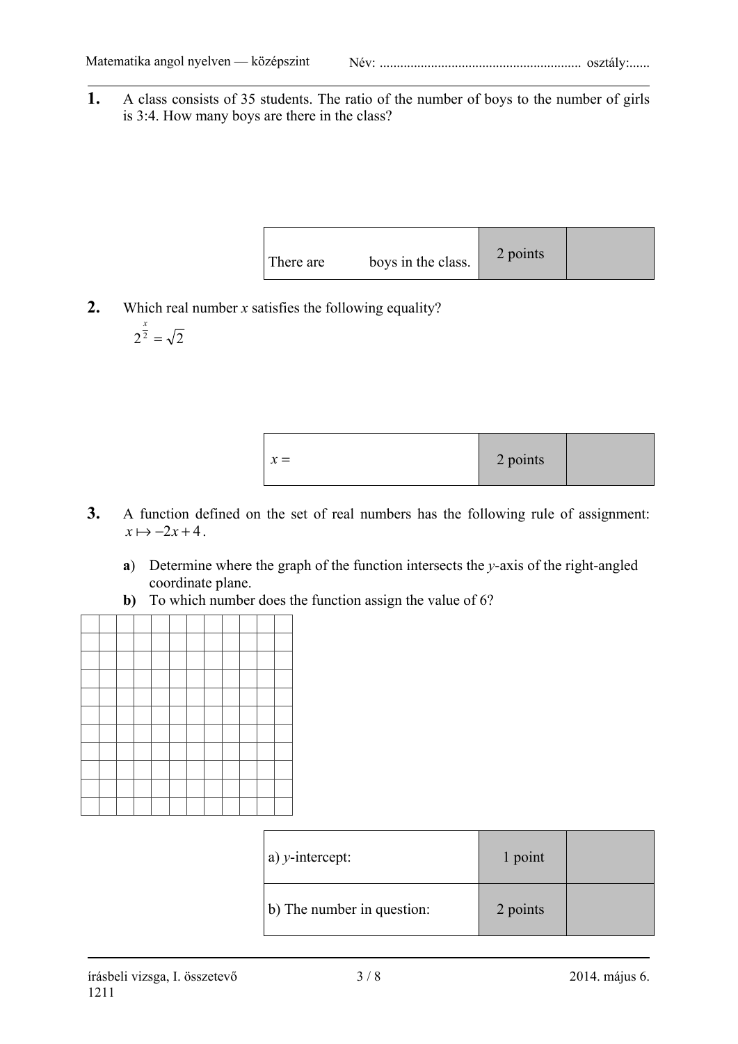**1.** A class consists of 35 students. The ratio of the number of boys to the number of girls is 3:4. How many boys are there in the class?

| There are boys in the class. | 2 points | |
|---|---|---|

**2.** Which real number $x$ satisfies the following equality?

$$2^{\frac{x}{2}} = \sqrt{2}$$

| $x =$ | 2 points | |
|---|---|---|

**3.** A function defined on the set of real numbers has the following rule of assignment: $x \mapsto -2x + 4$.

**a)** Determine where the graph of the function intersects the $y$-axis of the right-angled coordinate plane.

**b)** To which number does the function assign the value of 6?

| a) $y$-intercept: | 1 point | |
|---|---|---|
| b) The number in question: | 2 points | |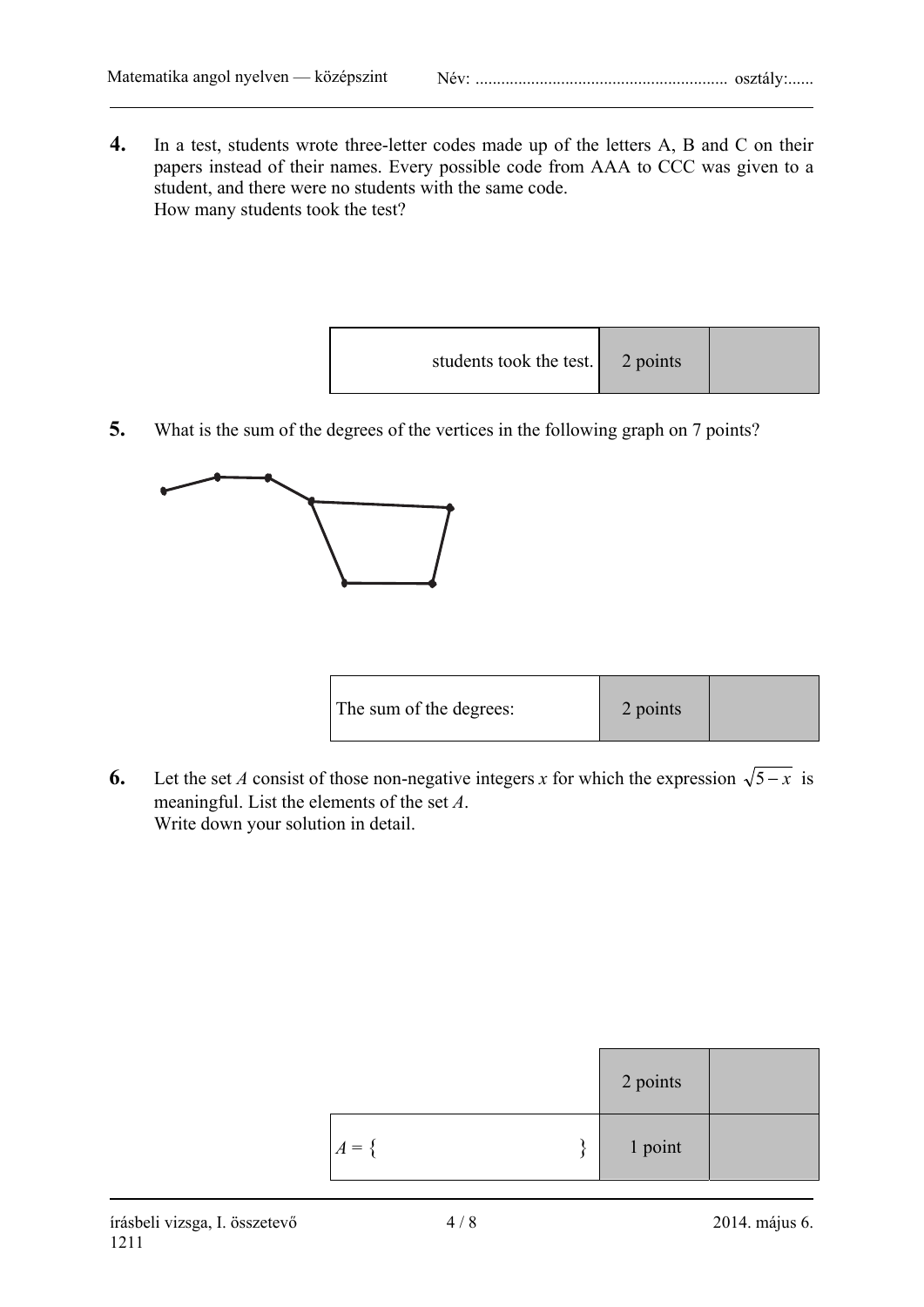**4.** In a test, students wrote three-letter codes made up of the letters A, B and C on their papers instead of their names. Every possible code from AAA to CCC was given to a student, and there were no students with the same code.
How many students took the test?

| students took the test. | 2 points | |
|---|---|---|

**5.** What is the sum of the degrees of the vertices in the following graph on 7 points?

| The sum of the degrees: | 2 points | |
|---|---|---|

**6.** Let the set $A$ consist of those non-negative integers $x$ for which the expression $\sqrt{5-x}$ is meaningful. List the elements of the set $A$.
Write down your solution in detail.

| | 2 points | |
|---|---|---|
| $A = \{ \qquad \}$ | 1 point | |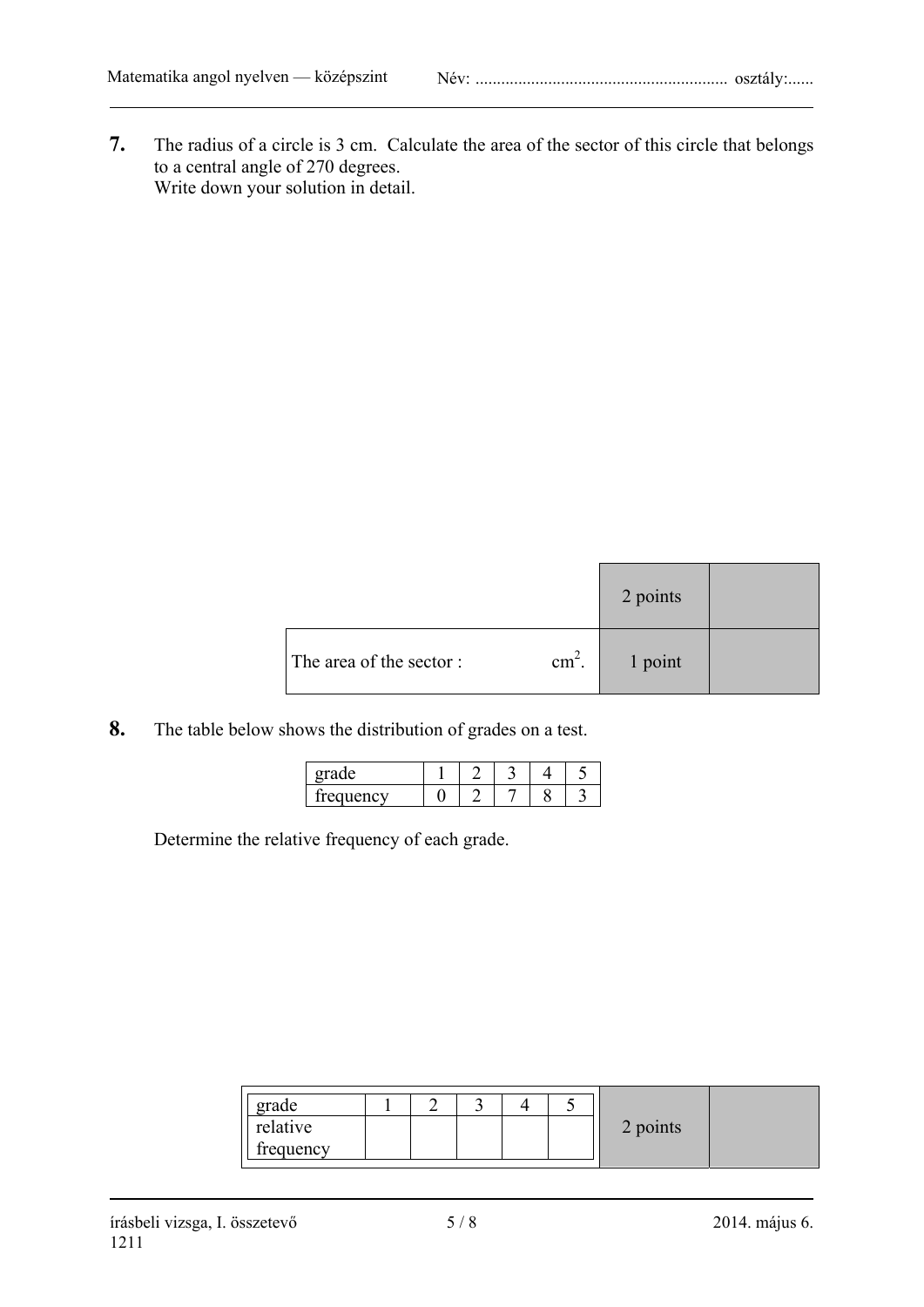**7.** The radius of a circle is 3 cm. Calculate the area of the sector of this circle that belongs to a central angle of 270 degrees.
Write down your solution in detail.

| | 2 points | |
|---|---|---|
| The area of the sector : $\quad\quad\quad\quad$ cm$^2$. | 1 point | |

**8.** The table below shows the distribution of grades on a test.

| grade | 1 | 2 | 3 | 4 | 5 |
|---|---|---|---|---|---|
| frequency | 0 | 2 | 7 | 8 | 3 |

Determine the relative frequency of each grade.

| grade | 1 | 2 | 3 | 4 | 5 |
|---|---|---|---|---|---|
| relative frequency | | | | | |

2 points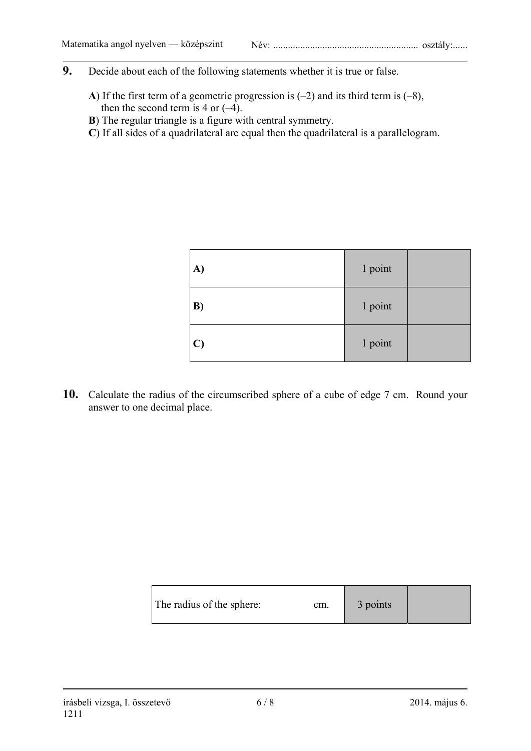**9.** Decide about each of the following statements whether it is true or false.

**A**) If the first term of a geometric progression is (–2) and its third term is (–8), then the second term is 4 or (–4).

**B**) The regular triangle is a figure with central symmetry.

**C**) If all sides of a quadrilateral are equal then the quadrilateral is a parallelogram.

| | | |
|---|---|---|
| **A)** | 1 point | |
| **B)** | 1 point | |
| **C)** | 1 point | |

**10.** Calculate the radius of the circumscribed sphere of a cube of edge 7 cm. Round your answer to one decimal place.

| | | |
|---|---|---|
| The radius of the sphere: cm. | 3 points | |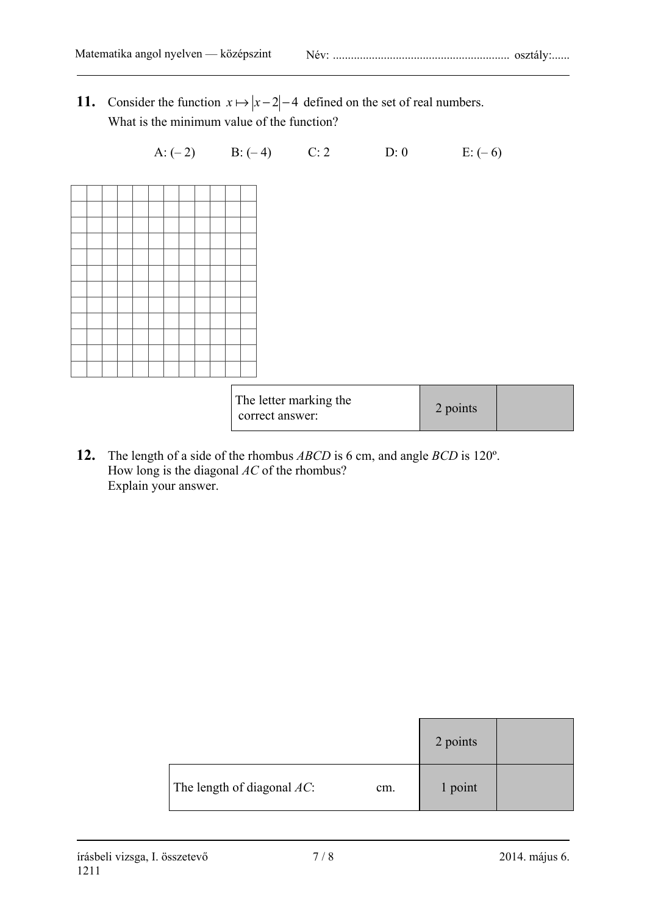**11.** Consider the function $x \mapsto |x-2|-4$ defined on the set of real numbers. What is the minimum value of the function?

A: (– 2) B: (– 4) C: 2 D: 0 E: (– 6)

| The letter marking the correct answer: | 2 points | |
|---|---|---|

**12.** The length of a side of the rhombus *ABCD* is 6 cm, and angle *BCD* is 120º. How long is the diagonal *AC* of the rhombus? Explain your answer.

| | 2 points | |
|---|---|---|
| The length of diagonal *AC*: cm. | 1 point | |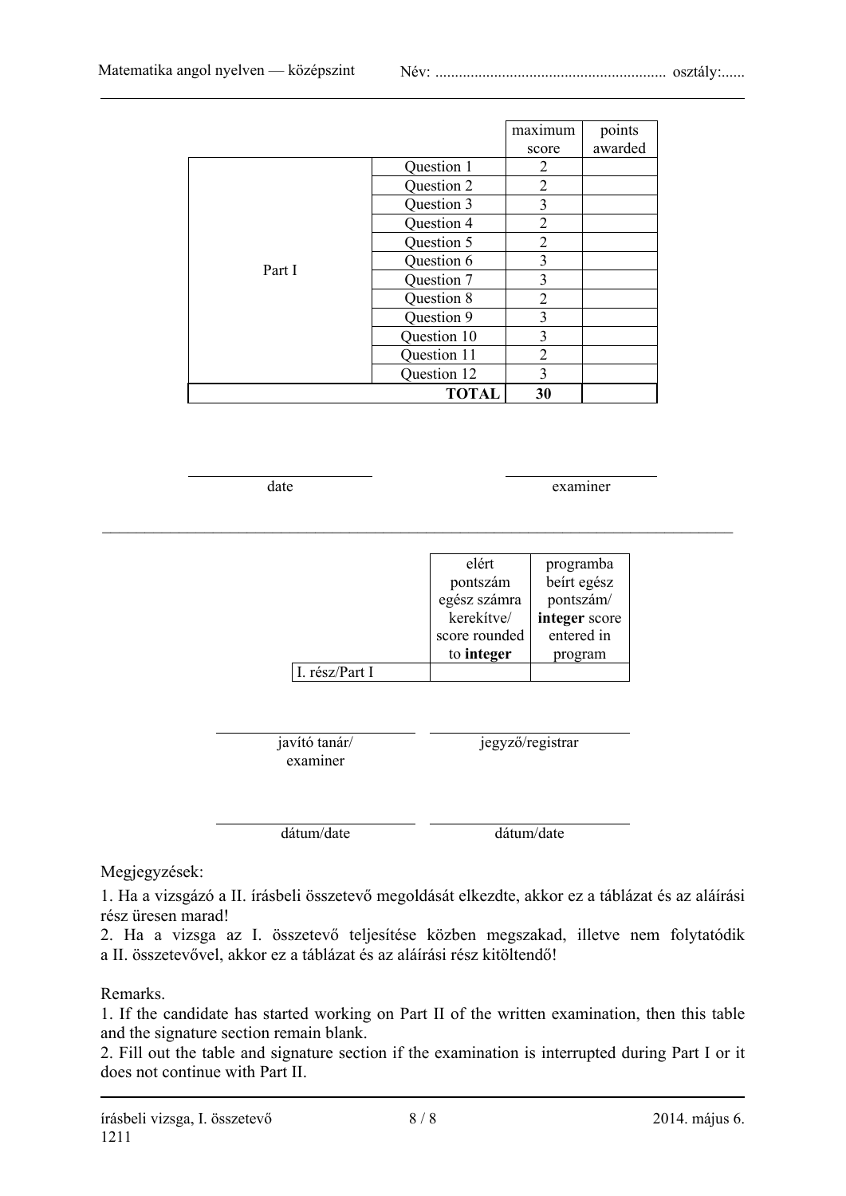| | | maximum score | points awarded |
|---|---|---|---|
| Part I | Question 1 | 2 | |
| | Question 2 | 2 | |
| | Question 3 | 3 | |
| | Question 4 | 2 | |
| | Question 5 | 2 | |
| | Question 6 | 3 | |
| | Question 7 | 3 | |
| | Question 8 | 2 | |
| | Question 9 | 3 | |
| | Question 10 | 3 | |
| | Question 11 | 2 | |
| | Question 12 | 3 | |
| | **TOTAL** | **30** | |

date

examiner

| | elért pontszám egész számra kerekítve/ score rounded to **integer** | programba beírt egész pontszám/ **integer** score entered in program |
|---|---|---|
| I. rész/Part I | | |

javító tanár/ examiner

jegyző/registrar

dátum/date

dátum/date

Megjegyzések:

1. Ha a vizsgázó a II. írásbeli összetevő megoldását elkezdte, akkor ez a táblázat és az aláírási rész üresen marad!
2. Ha a vizsga az I. összetevő teljesítése közben megszakad, illetve nem folytatódik a II. összetevővel, akkor ez a táblázat és az aláírási rész kitöltendő!

Remarks.

1. If the candidate has started working on Part II of the written examination, then this table and the signature section remain blank.
2. Fill out the table and signature section if the examination is interrupted during Part I or it does not continue with Part II.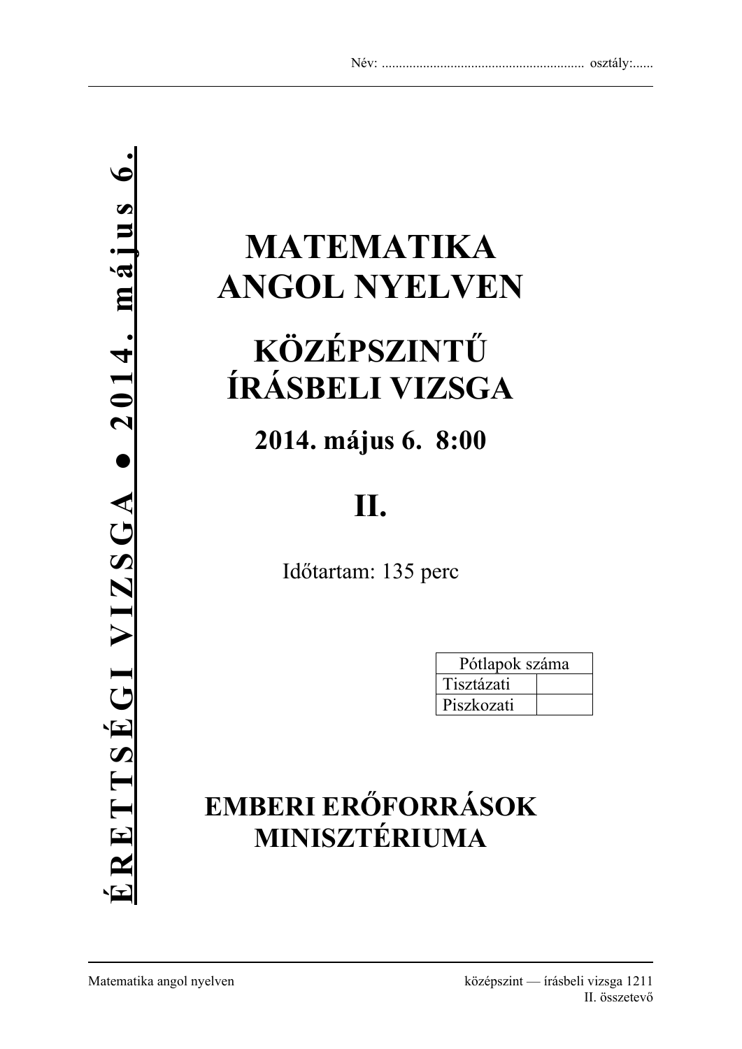Név: ........................................................... osztály:......

**ÉRETTSÉGI VIZSGA • 2014. május 6.**

# MATEMATIKA ANGOL NYELVEN

# KÖZÉPSZINTŰ ÍRÁSBELI VIZSGA

## 2014. május 6. 8:00

# II.

Időtartam: 135 perc

| Pótlapok száma | |
|---|---|
| Tisztázati | |
| Piszkozati | |

## EMBERI ERŐFORRÁSOK MINISZTÉRIUMA

Matematika angol nyelven — középszint — írásbeli vizsga 1211, II. összetevő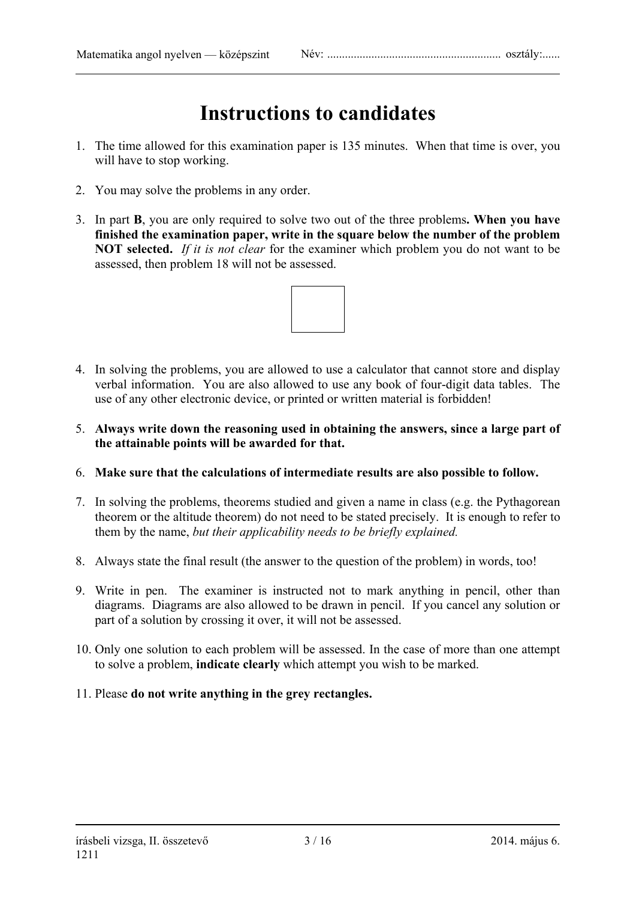# Instructions to candidates

1. The time allowed for this examination paper is 135 minutes. When that time is over, you will have to stop working.

2. You may solve the problems in any order.

3. In part **B**, you are only required to solve two out of the three problems**. When you have finished the examination paper, write in the square below the number of the problem NOT selected.** *If it is not clear* for the examiner which problem you do not want to be assessed, then problem 18 will not be assessed.

4. In solving the problems, you are allowed to use a calculator that cannot store and display verbal information. You are also allowed to use any book of four-digit data tables. The use of any other electronic device, or printed or written material is forbidden!

5. **Always write down the reasoning used in obtaining the answers, since a large part of the attainable points will be awarded for that.**

6. **Make sure that the calculations of intermediate results are also possible to follow.**

7. In solving the problems, theorems studied and given a name in class (e.g. the Pythagorean theorem or the altitude theorem) do not need to be stated precisely. It is enough to refer to them by the name, *but their applicability needs to be briefly explained.*

8. Always state the final result (the answer to the question of the problem) in words, too!

9. Write in pen. The examiner is instructed not to mark anything in pencil, other than diagrams. Diagrams are also allowed to be drawn in pencil. If you cancel any solution or part of a solution by crossing it over, it will not be assessed.

10. Only one solution to each problem will be assessed. In the case of more than one attempt to solve a problem, **indicate clearly** which attempt you wish to be marked.

11. Please **do not write anything in the grey rectangles.**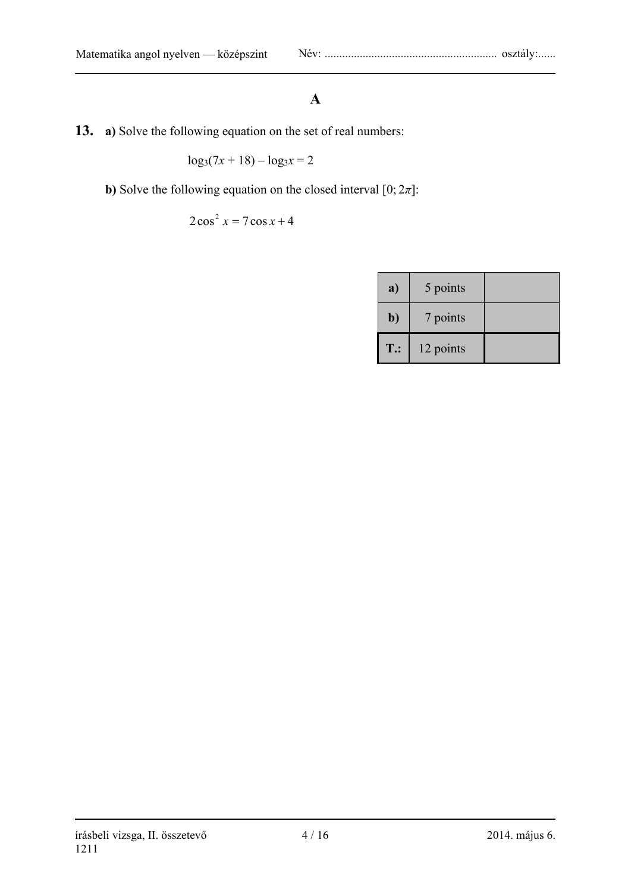## A

**13.** **a)** Solve the following equation on the set of real numbers:

$$\log_3(7x + 18) - \log_3 x = 2$$

**b)** Solve the following equation on the closed interval $[0; 2\pi]$:

$$2\cos^2 x = 7\cos x + 4$$

| | | |
|---|---|---|
| **a)** | 5 points | |
| **b)** | 7 points | |
| **T.:** | 12 points | |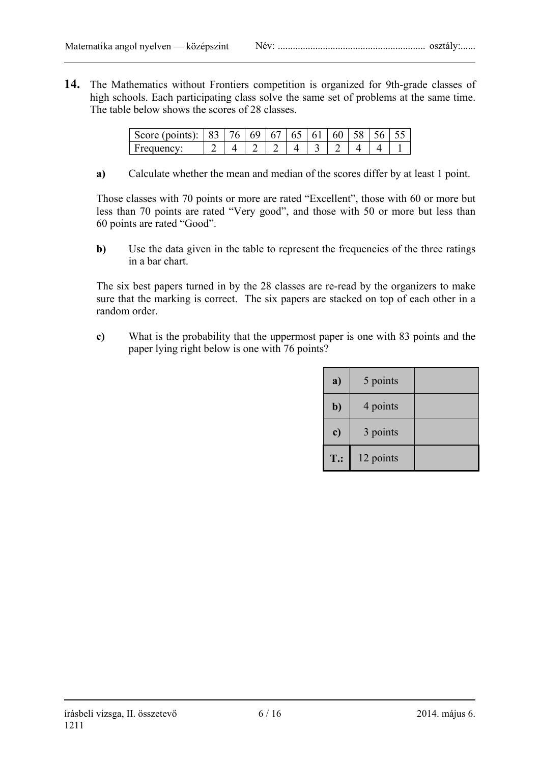**14.** The Mathematics without Frontiers competition is organized for 9th-grade classes of high schools. Each participating class solve the same set of problems at the same time. The table below shows the scores of 28 classes.

| Score (points): | 83 | 76 | 69 | 67 | 65 | 61 | 60 | 58 | 56 | 55 |
|---|---|---|---|---|---|---|---|---|---|---|
| Frequency: | 2 | 4 | 2 | 2 | 4 | 3 | 2 | 4 | 4 | 1 |

**a)** Calculate whether the mean and median of the scores differ by at least 1 point.

Those classes with 70 points or more are rated "Excellent", those with 60 or more but less than 70 points are rated "Very good", and those with 50 or more but less than 60 points are rated "Good".

**b)** Use the data given in the table to represent the frequencies of the three ratings in a bar chart.

The six best papers turned in by the 28 classes are re-read by the organizers to make sure that the marking is correct. The six papers are stacked on top of each other in a random order.

**c)** What is the probability that the uppermost paper is one with 83 points and the paper lying right below is one with 76 points?

| | | |
|---|---|---|
| **a)** | 5 points | |
| **b)** | 4 points | |
| **c)** | 3 points | |
| **T.:** | 12 points | |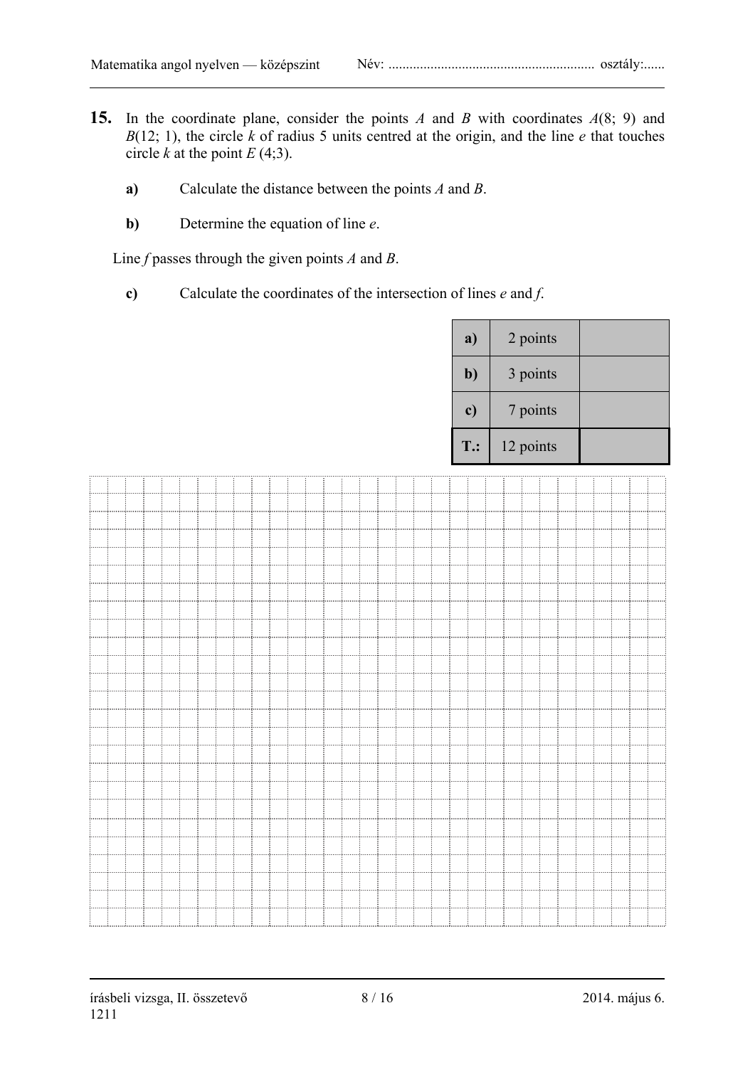**15.** In the coordinate plane, consider the points $A$ and $B$ with coordinates $A(8; 9)$ and $B(12; 1)$, the circle $k$ of radius 5 units centred at the origin, and the line $e$ that touches circle $k$ at the point $E$ $(4;3)$.

**a)** Calculate the distance between the points $A$ and $B$.

**b)** Determine the equation of line $e$.

Line $f$ passes through the given points $A$ and $B$.

**c)** Calculate the coordinates of the intersection of lines $e$ and $f$.

| | | |
|---|---|---|
| **a)** | 2 points | |
| **b)** | 3 points | |
| **c)** | 7 points | |
| **T.:** | 12 points | |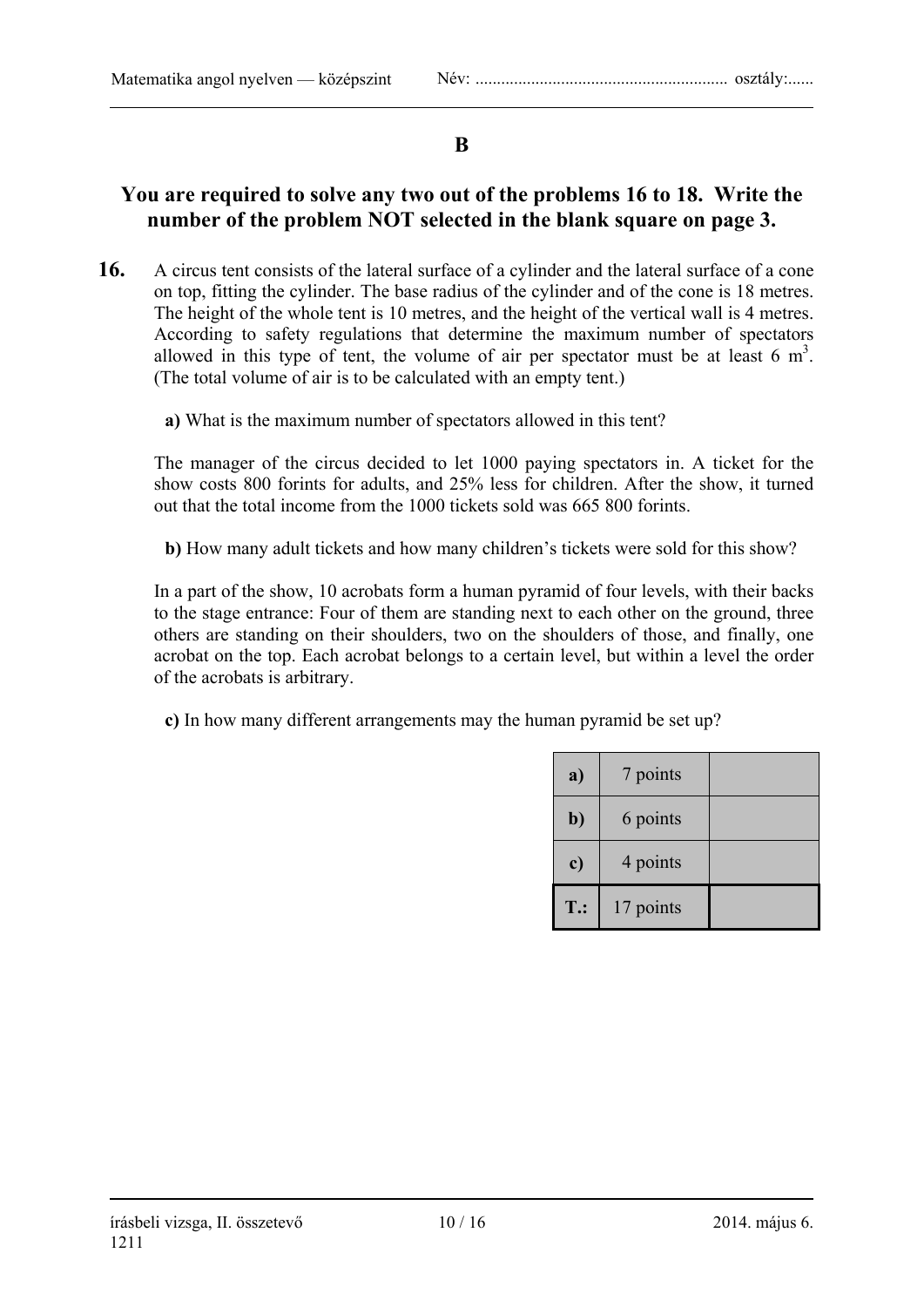## B

### You are required to solve any two out of the problems 16 to 18. Write the number of the problem NOT selected in the blank square on page 3.

**16.** A circus tent consists of the lateral surface of a cylinder and the lateral surface of a cone on top, fitting the cylinder. The base radius of the cylinder and of the cone is 18 metres. The height of the whole tent is 10 metres, and the height of the vertical wall is 4 metres. According to safety regulations that determine the maximum number of spectators allowed in this type of tent, the volume of air per spectator must be at least 6 $m^3$. (The total volume of air is to be calculated with an empty tent.)

**a)** What is the maximum number of spectators allowed in this tent?

The manager of the circus decided to let 1000 paying spectators in. A ticket for the show costs 800 forints for adults, and 25% less for children. After the show, it turned out that the total income from the 1000 tickets sold was 665 800 forints.

**b)** How many adult tickets and how many children's tickets were sold for this show?

In a part of the show, 10 acrobats form a human pyramid of four levels, with their backs to the stage entrance: Four of them are standing next to each other on the ground, three others are standing on their shoulders, two on the shoulders of those, and finally, one acrobat on the top. Each acrobat belongs to a certain level, but within a level the order of the acrobats is arbitrary.

**c)** In how many different arrangements may the human pyramid be set up?

| | | |
|---|---|---|
| **a)** | 7 points | |
| **b)** | 6 points | |
| **c)** | 4 points | |
| **T.:** | 17 points | |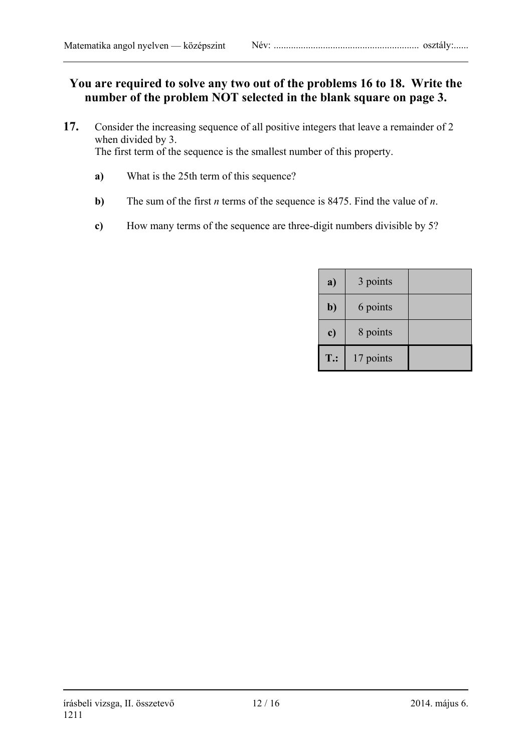**You are required to solve any two out of the problems 16 to 18. Write the number of the problem NOT selected in the blank square on page 3.**

**17.** Consider the increasing sequence of all positive integers that leave a remainder of 2 when divided by 3.
The first term of the sequence is the smallest number of this property.

**a)** What is the 25th term of this sequence?

**b)** The sum of the first $n$ terms of the sequence is 8475. Find the value of $n$.

**c)** How many terms of the sequence are three-digit numbers divisible by 5?

| | | |
|---|---|---|
| **a)** | 3 points | |
| **b)** | 6 points | |
| **c)** | 8 points | |
| **T.:** | 17 points | |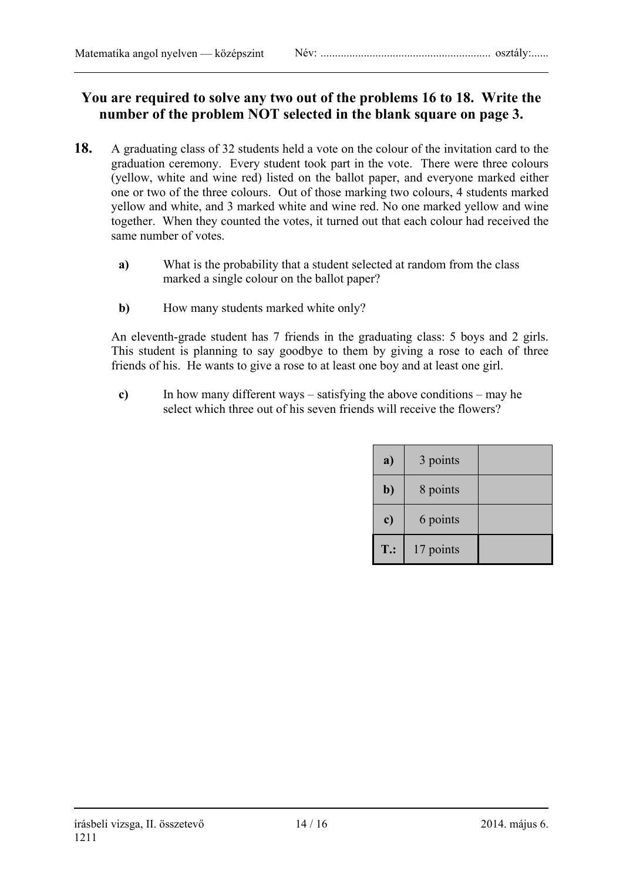**You are required to solve any two out of the problems 16 to 18. Write the number of the problem NOT selected in the blank square on page 3.**

**18.** A graduating class of 32 students held a vote on the colour of the invitation card to the graduation ceremony. Every student took part in the vote. There were three colours (yellow, white and wine red) listed on the ballot paper, and everyone marked either one or two of the three colours. Out of those marking two colours, 4 students marked yellow and white, and 3 marked white and wine red. No one marked yellow and wine together. When they counted the votes, it turned out that each colour had received the same number of votes.

**a)** What is the probability that a student selected at random from the class marked a single colour on the ballot paper?

**b)** How many students marked white only?

An eleventh-grade student has 7 friends in the graduating class: 5 boys and 2 girls. This student is planning to say goodbye to them by giving a rose to each of three friends of his. He wants to give a rose to at least one boy and at least one girl.

**c)** In how many different ways – satisfying the above conditions – may he select which three out of his seven friends will receive the flowers?

| | | |
|---|---|---|
| **a)** | 3 points | |
| **b)** | 8 points | |
| **c)** | 6 points | |
| **T.:** | 17 points | |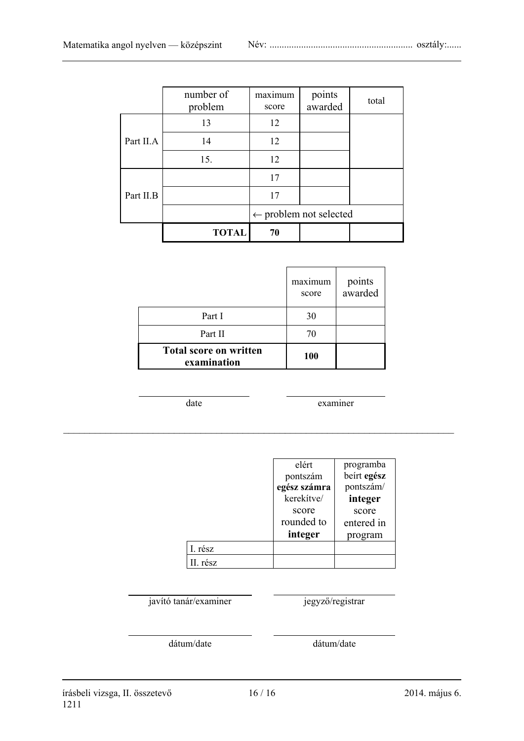| | number of problem | maximum score | points awarded | total |
|---|---|---|---|---|
| Part II.A | 13 | 12 | | |
| | 14 | 12 | | |
| | 15. | 12 | | |
| Part II.B | | 17 | | |
| | | 17 | | |
| | | ← problem not selected | | |
| | **TOTAL** | **70** | | |

| | maximum score | points awarded |
|---|---|---|
| Part I | 30 | |
| Part II | 70 | |
| **Total score on written examination** | **100** | |

date

examiner

| | elért pontszám **egész számra** kerekítve/ score rounded to **integer** | programba beírt **egész** pontszám/ **integer** score entered in program |
|---|---|---|
| I. rész | | |
| II. rész | | |

javító tanár/examiner

jegyző/registrar

dátum/date

dátum/date